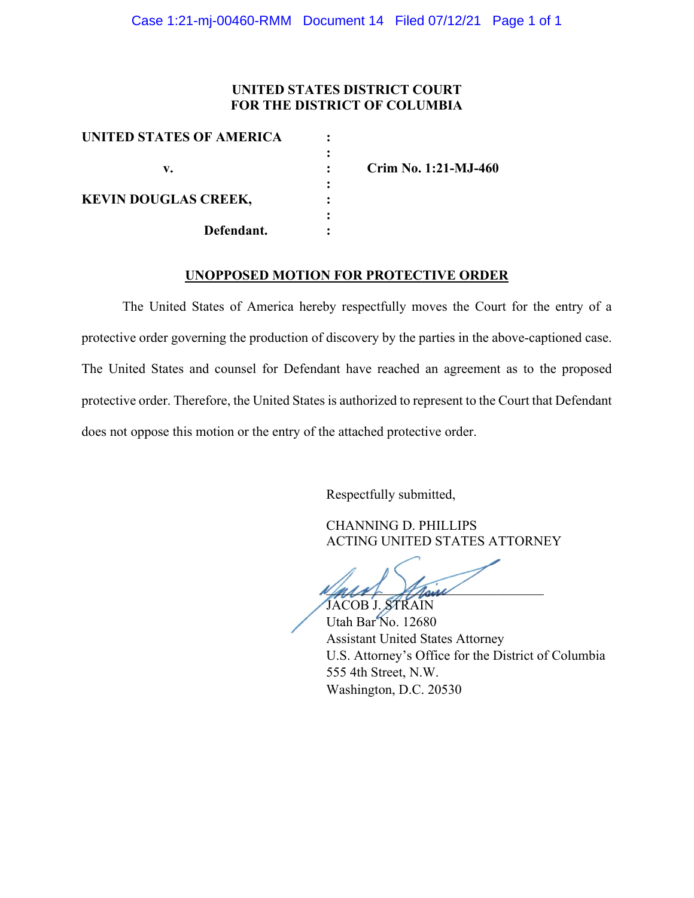**UNITED STATES DISTRICT COURT**
**FOR THE DISTRICT OF COLUMBIA**

| | | |
|---|---|---|
| **UNITED STATES OF AMERICA** | : | |
| | : | |
| **v.** | : | **Crim No. 1:21-MJ-460** |
| | : | |
| **KEVIN DOUGLAS CREEK,** | : | |
| | : | |
| **Defendant.** | : | |

**UNOPPOSED MOTION FOR PROTECTIVE ORDER**

The United States of America hereby respectfully moves the Court for the entry of a protective order governing the production of discovery by the parties in the above-captioned case. The United States and counsel for Defendant have reached an agreement as to the proposed protective order. Therefore, the United States is authorized to represent to the Court that Defendant does not oppose this motion or the entry of the attached protective order.

Respectfully submitted,

CHANNING D. PHILLIPS
ACTING UNITED STATES ATTORNEY

JACOB J. STRAIN
Utah Bar No. 12680
Assistant United States Attorney
U.S. Attorney's Office for the District of Columbia
555 4th Street, N.W.
Washington, D.C. 20530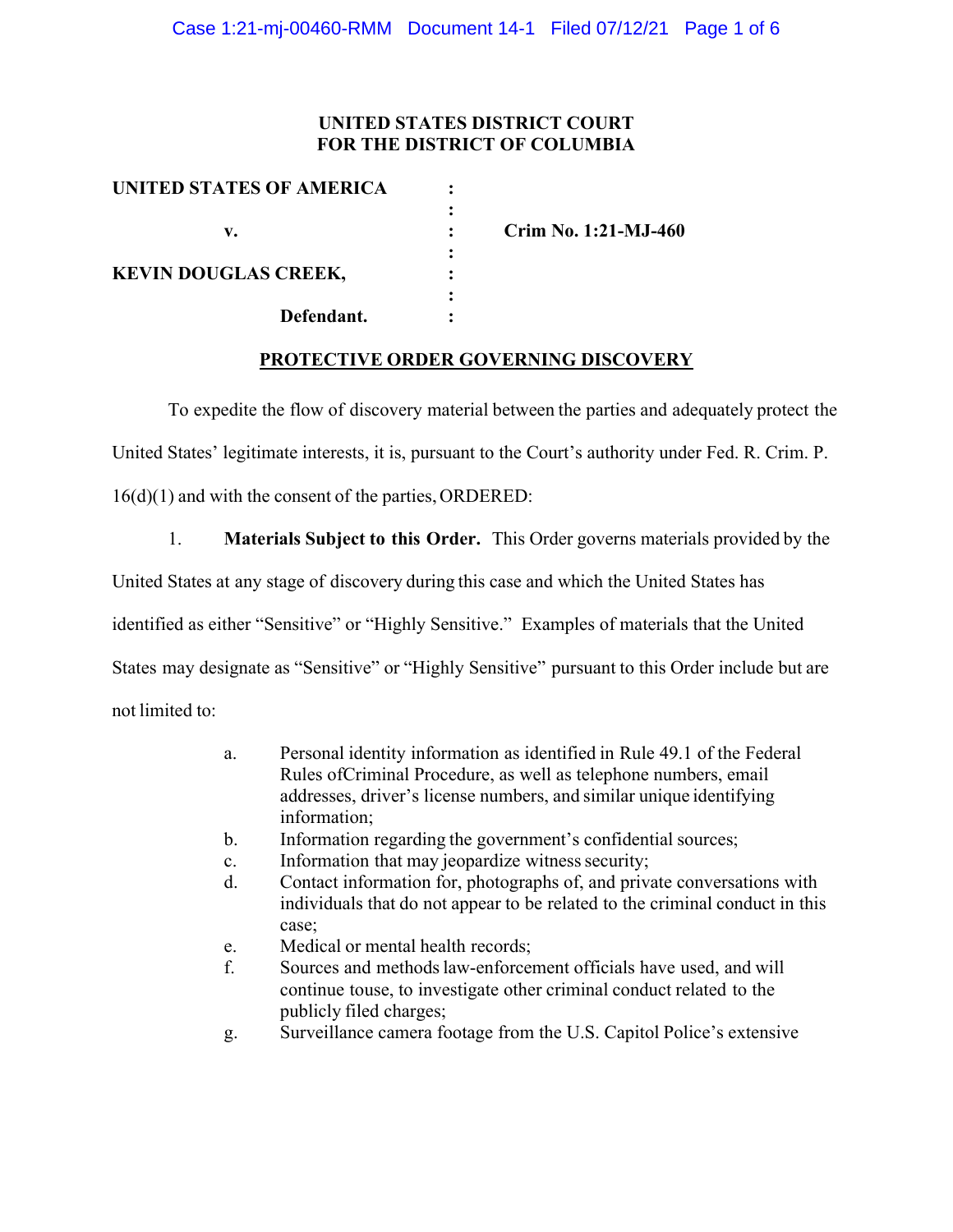**UNITED STATES DISTRICT COURT**
**FOR THE DISTRICT OF COLUMBIA**

| | | |
|---|---|---|
| **UNITED STATES OF AMERICA** | : | |
| | : | |
| **v.** | : | **Crim No. 1:21-MJ-460** |
| | : | |
| **KEVIN DOUGLAS CREEK,** | : | |
| | : | |
| **Defendant.** | : | |

## PROTECTIVE ORDER GOVERNING DISCOVERY

To expedite the flow of discovery material between the parties and adequately protect the United States' legitimate interests, it is, pursuant to the Court's authority under Fed. R. Crim. P. 16(d)(1) and with the consent of the parties, ORDERED:

1. **Materials Subject to this Order.** This Order governs materials provided by the United States at any stage of discovery during this case and which the United States has identified as either "Sensitive" or "Highly Sensitive." Examples of materials that the United States may designate as "Sensitive" or "Highly Sensitive" pursuant to this Order include but are not limited to:

   a. Personal identity information as identified in Rule 49.1 of the Federal Rules ofCriminal Procedure, as well as telephone numbers, email addresses, driver's license numbers, and similar unique identifying information;
   b. Information regarding the government's confidential sources;
   c. Information that may jeopardize witness security;
   d. Contact information for, photographs of, and private conversations with individuals that do not appear to be related to the criminal conduct in this case;
   e. Medical or mental health records;
   f. Sources and methods law-enforcement officials have used, and will continue touse, to investigate other criminal conduct related to the publicly filed charges;
   g. Surveillance camera footage from the U.S. Capitol Police's extensive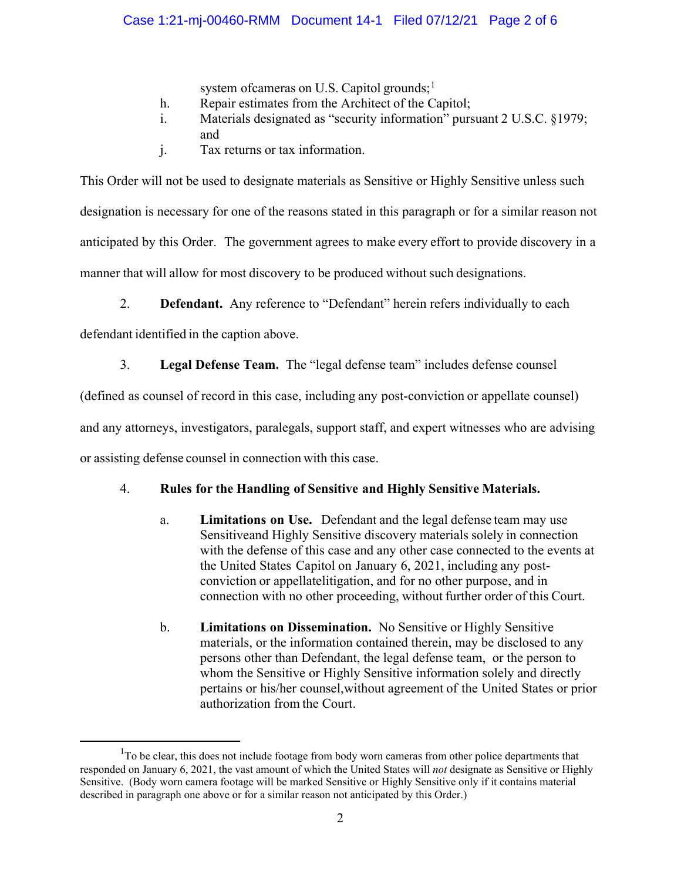system ofcameras on U.S. Capitol grounds;[1]

h. Repair estimates from the Architect of the Capitol;

i. Materials designated as "security information" pursuant 2 U.S.C. §1979; and

j. Tax returns or tax information.

This Order will not be used to designate materials as Sensitive or Highly Sensitive unless such designation is necessary for one of the reasons stated in this paragraph or for a similar reason not anticipated by this Order. The government agrees to make every effort to provide discovery in a manner that will allow for most discovery to be produced without such designations.

2. **Defendant.** Any reference to "Defendant" herein refers individually to each defendant identified in the caption above.

3. **Legal Defense Team.** The "legal defense team" includes defense counsel (defined as counsel of record in this case, including any post-conviction or appellate counsel) and any attorneys, investigators, paralegals, support staff, and expert witnesses who are advising or assisting defense counsel in connection with this case.

4. **Rules for the Handling of Sensitive and Highly Sensitive Materials.**

a. **Limitations on Use.** Defendant and the legal defense team may use Sensitiveand Highly Sensitive discovery materials solely in connection with the defense of this case and any other case connected to the events at the United States Capitol on January 6, 2021, including any post-conviction or appellatelitigation, and for no other purpose, and in connection with no other proceeding, without further order of this Court.

b. **Limitations on Dissemination.** No Sensitive or Highly Sensitive materials, or the information contained therein, may be disclosed to any persons other than Defendant, the legal defense team, or the person to whom the Sensitive or Highly Sensitive information solely and directly pertains or his/her counsel,without agreement of the United States or prior authorization from the Court.

[1] To be clear, this does not include footage from body worn cameras from other police departments that responded on January 6, 2021, the vast amount of which the United States will *not* designate as Sensitive or Highly Sensitive. (Body worn camera footage will be marked Sensitive or Highly Sensitive only if it contains material described in paragraph one above or for a similar reason not anticipated by this Order.)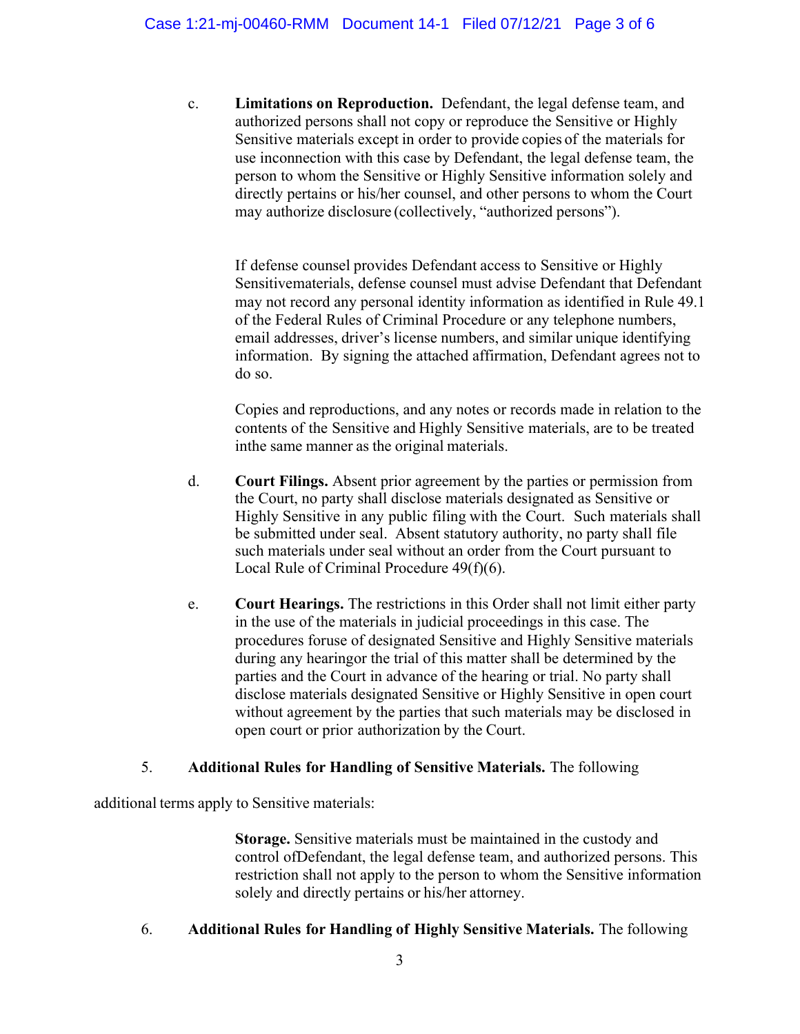c. **Limitations on Reproduction.** Defendant, the legal defense team, and authorized persons shall not copy or reproduce the Sensitive or Highly Sensitive materials except in order to provide copies of the materials for use inconnection with this case by Defendant, the legal defense team, the person to whom the Sensitive or Highly Sensitive information solely and directly pertains or his/her counsel, and other persons to whom the Court may authorize disclosure (collectively, "authorized persons").

If defense counsel provides Defendant access to Sensitive or Highly Sensitivematerials, defense counsel must advise Defendant that Defendant may not record any personal identity information as identified in Rule 49.1 of the Federal Rules of Criminal Procedure or any telephone numbers, email addresses, driver's license numbers, and similar unique identifying information. By signing the attached affirmation, Defendant agrees not to do so.

Copies and reproductions, and any notes or records made in relation to the contents of the Sensitive and Highly Sensitive materials, are to be treated inthe same manner as the original materials.

d. **Court Filings.** Absent prior agreement by the parties or permission from the Court, no party shall disclose materials designated as Sensitive or Highly Sensitive in any public filing with the Court. Such materials shall be submitted under seal. Absent statutory authority, no party shall file such materials under seal without an order from the Court pursuant to Local Rule of Criminal Procedure 49(f)(6).

e. **Court Hearings.** The restrictions in this Order shall not limit either party in the use of the materials in judicial proceedings in this case. The procedures foruse of designated Sensitive and Highly Sensitive materials during any hearingor the trial of this matter shall be determined by the parties and the Court in advance of the hearing or trial. No party shall disclose materials designated Sensitive or Highly Sensitive in open court without agreement by the parties that such materials may be disclosed in open court or prior authorization by the Court.

5. **Additional Rules for Handling of Sensitive Materials.** The following additional terms apply to Sensitive materials:

**Storage.** Sensitive materials must be maintained in the custody and control ofDefendant, the legal defense team, and authorized persons. This restriction shall not apply to the person to whom the Sensitive information solely and directly pertains or his/her attorney.

6. **Additional Rules for Handling of Highly Sensitive Materials.** The following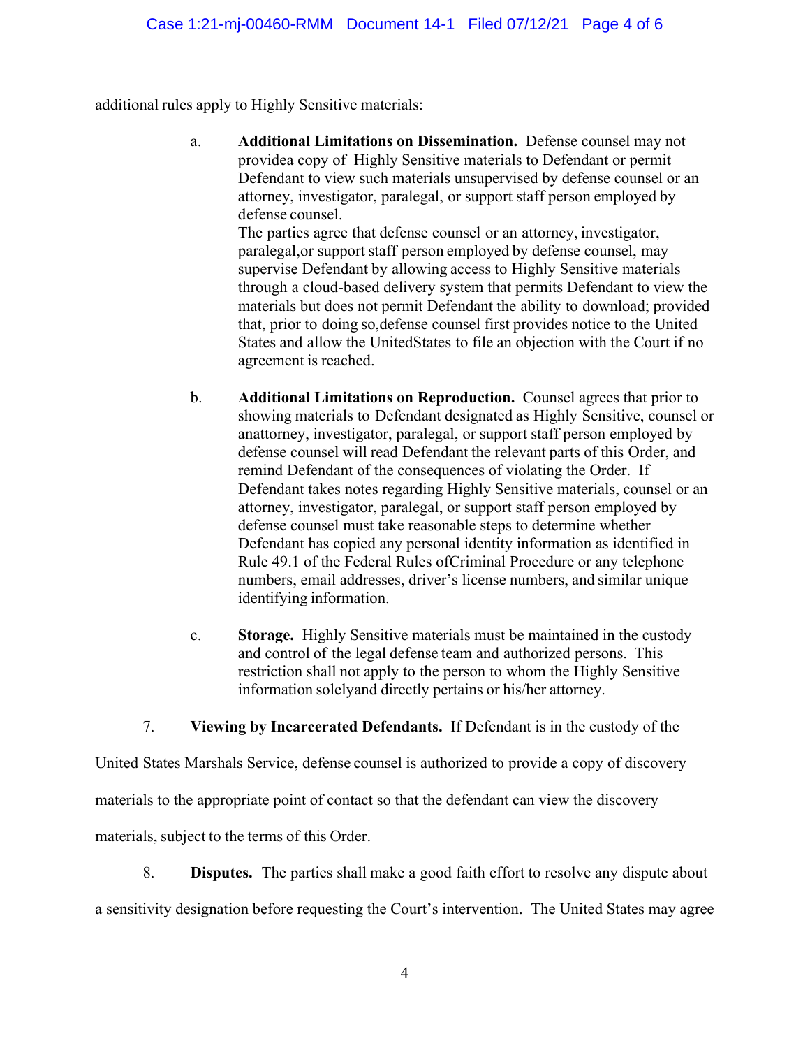additional rules apply to Highly Sensitive materials:

a. **Additional Limitations on Dissemination.** Defense counsel may not providea copy of Highly Sensitive materials to Defendant or permit Defendant to view such materials unsupervised by defense counsel or an attorney, investigator, paralegal, or support staff person employed by defense counsel.
The parties agree that defense counsel or an attorney, investigator, paralegal,or support staff person employed by defense counsel, may supervise Defendant by allowing access to Highly Sensitive materials through a cloud-based delivery system that permits Defendant to view the materials but does not permit Defendant the ability to download; provided that, prior to doing so,defense counsel first provides notice to the United States and allow the UnitedStates to file an objection with the Court if no agreement is reached.

b. **Additional Limitations on Reproduction.** Counsel agrees that prior to showing materials to Defendant designated as Highly Sensitive, counsel or anattorney, investigator, paralegal, or support staff person employed by defense counsel will read Defendant the relevant parts of this Order, and remind Defendant of the consequences of violating the Order. If Defendant takes notes regarding Highly Sensitive materials, counsel or an attorney, investigator, paralegal, or support staff person employed by defense counsel must take reasonable steps to determine whether Defendant has copied any personal identity information as identified in Rule 49.1 of the Federal Rules ofCriminal Procedure or any telephone numbers, email addresses, driver's license numbers, and similar unique identifying information.

c. **Storage.** Highly Sensitive materials must be maintained in the custody and control of the legal defense team and authorized persons. This restriction shall not apply to the person to whom the Highly Sensitive information solelyand directly pertains or his/her attorney.

7. **Viewing by Incarcerated Defendants.** If Defendant is in the custody of the United States Marshals Service, defense counsel is authorized to provide a copy of discovery materials to the appropriate point of contact so that the defendant can view the discovery materials, subject to the terms of this Order.

8. **Disputes.** The parties shall make a good faith effort to resolve any dispute about a sensitivity designation before requesting the Court's intervention. The United States may agree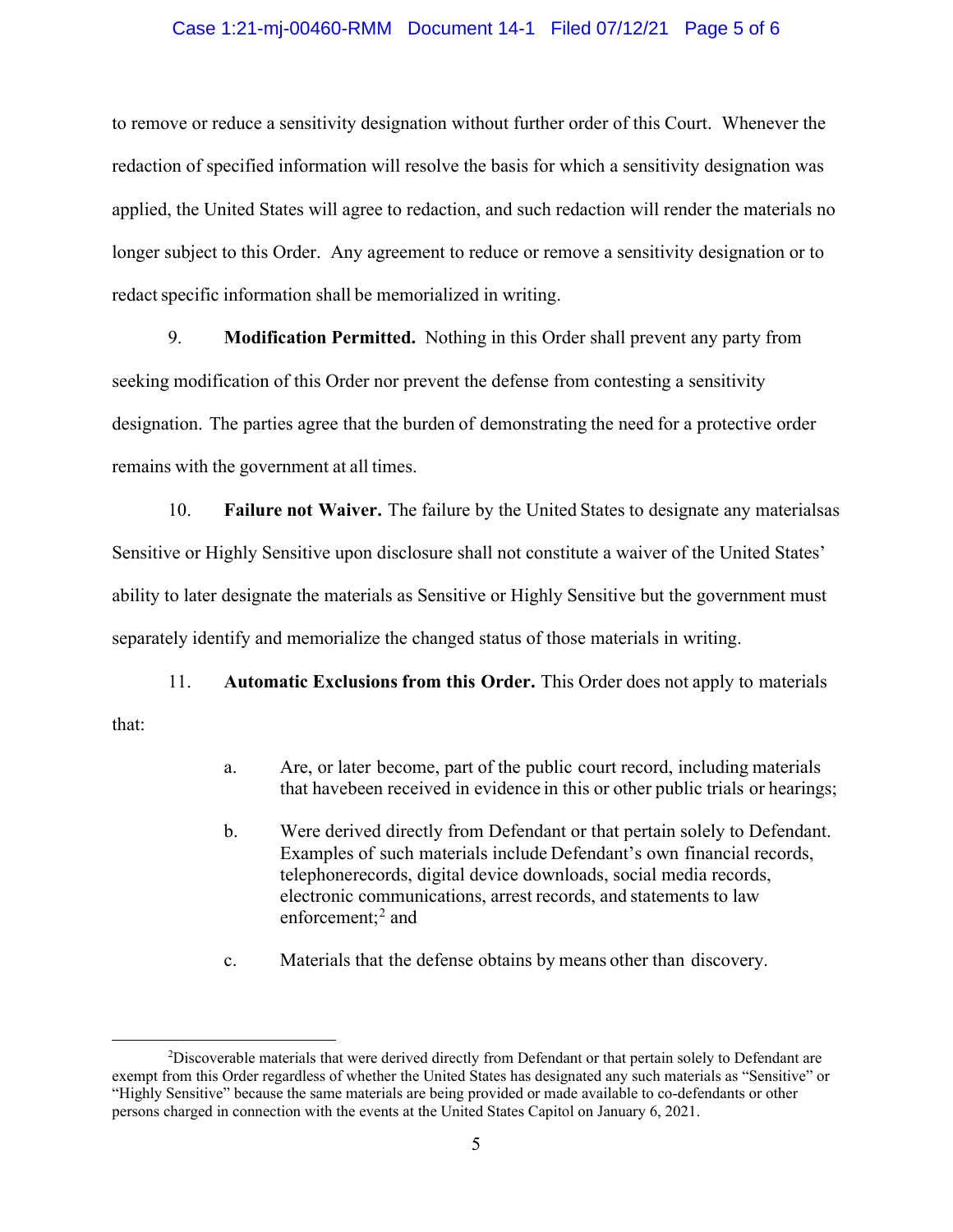to remove or reduce a sensitivity designation without further order of this Court. Whenever the redaction of specified information will resolve the basis for which a sensitivity designation was applied, the United States will agree to redaction, and such redaction will render the materials no longer subject to this Order. Any agreement to reduce or remove a sensitivity designation or to redact specific information shall be memorialized in writing.

9. **Modification Permitted.** Nothing in this Order shall prevent any party from seeking modification of this Order nor prevent the defense from contesting a sensitivity designation. The parties agree that the burden of demonstrating the need for a protective order remains with the government at all times.

10. **Failure not Waiver.** The failure by the United States to designate any materialsas Sensitive or Highly Sensitive upon disclosure shall not constitute a waiver of the United States' ability to later designate the materials as Sensitive or Highly Sensitive but the government must separately identify and memorialize the changed status of those materials in writing.

11. **Automatic Exclusions from this Order.** This Order does not apply to materials that:

a. Are, or later become, part of the public court record, including materials that havebeen received in evidence in this or other public trials or hearings;

b. Were derived directly from Defendant or that pertain solely to Defendant. Examples of such materials include Defendant's own financial records, telephonerecords, digital device downloads, social media records, electronic communications, arrest records, and statements to law enforcement;[2] and

c. Materials that the defense obtains by means other than discovery.

---

[2]Discoverable materials that were derived directly from Defendant or that pertain solely to Defendant are exempt from this Order regardless of whether the United States has designated any such materials as "Sensitive" or "Highly Sensitive" because the same materials are being provided or made available to co-defendants or other persons charged in connection with the events at the United States Capitol on January 6, 2021.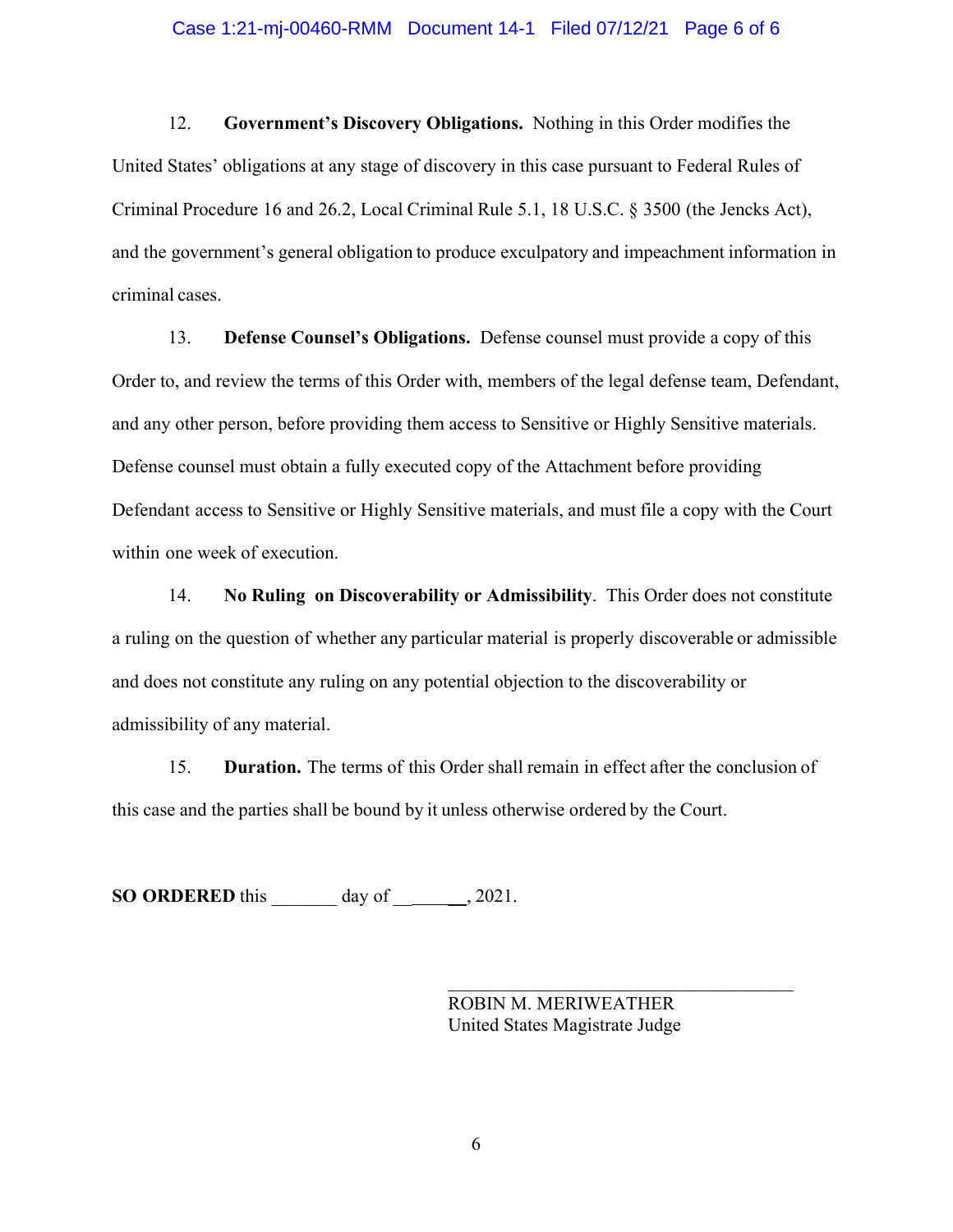12. **Government's Discovery Obligations.** Nothing in this Order modifies the United States' obligations at any stage of discovery in this case pursuant to Federal Rules of Criminal Procedure 16 and 26.2, Local Criminal Rule 5.1, 18 U.S.C. § 3500 (the Jencks Act), and the government's general obligation to produce exculpatory and impeachment information in criminal cases.

13. **Defense Counsel's Obligations.** Defense counsel must provide a copy of this Order to, and review the terms of this Order with, members of the legal defense team, Defendant, and any other person, before providing them access to Sensitive or Highly Sensitive materials. Defense counsel must obtain a fully executed copy of the Attachment before providing Defendant access to Sensitive or Highly Sensitive materials, and must file a copy with the Court within one week of execution.

14. **No Ruling on Discoverability or Admissibility**. This Order does not constitute a ruling on the question of whether any particular material is properly discoverable or admissible and does not constitute any ruling on any potential objection to the discoverability or admissibility of any material.

15. **Duration.** The terms of this Order shall remain in effect after the conclusion of this case and the parties shall be bound by it unless otherwise ordered by the Court.

**SO ORDERED** this _______ day of __________, 2021.

______________________________________
ROBIN M. MERIWEATHER
United States Magistrate Judge